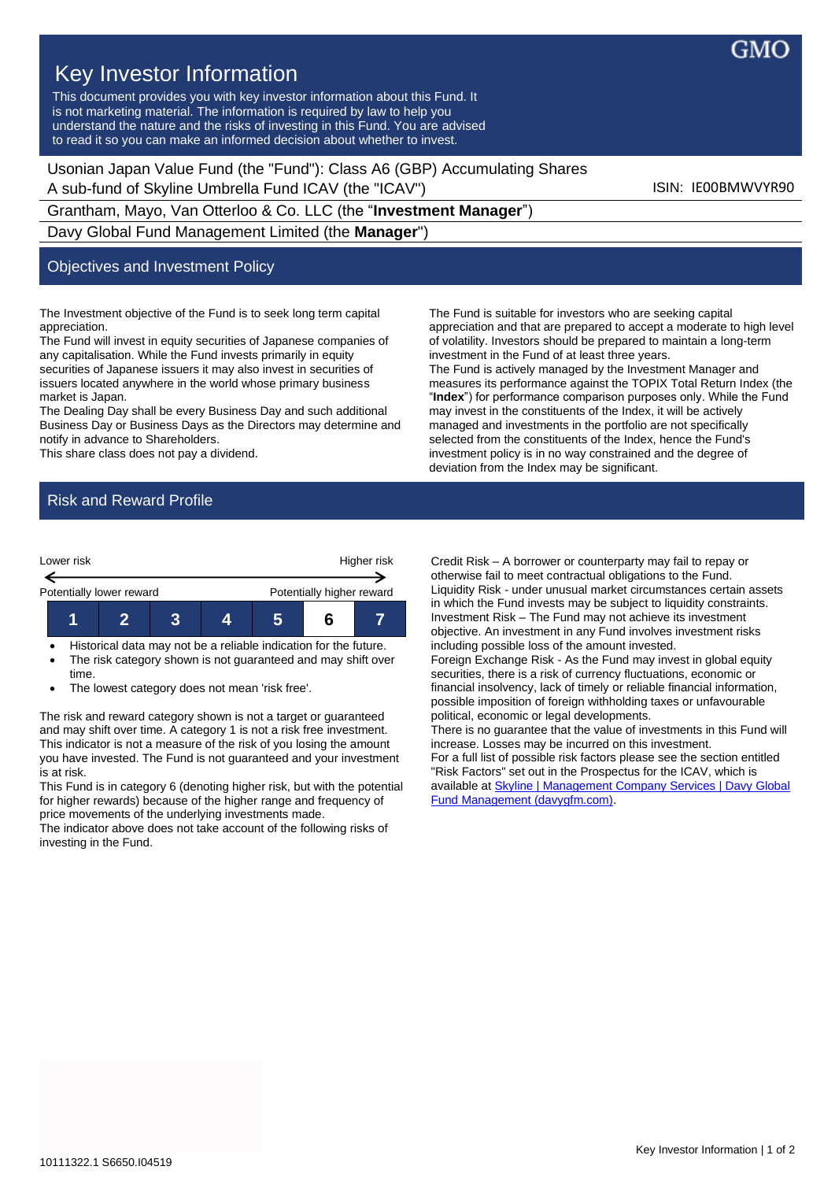GMO

# Key Investor Information

This document provides you with key investor information about this Fund. It is not marketing material. The information is required by law to help you understand the nature and the risks of investing in this Fund. You are advised to read it so you can make an informed decision about whether to invest.

Usonian Japan Value Fund (the "Fund"): Class A6 (GBP) Accumulating Shares
A sub-fund of Skyline Umbrella Fund ICAV (the "ICAV")

ISIN: IE00BMWVYR90

Grantham, Mayo, Van Otterloo & Co. LLC (the "**Investment Manager**")

Davy Global Fund Management Limited (the **Manager**")

## Objectives and Investment Policy

The Investment objective of the Fund is to seek long term capital appreciation.

The Fund will invest in equity securities of Japanese companies of any capitalisation. While the Fund invests primarily in equity securities of Japanese issuers it may also invest in securities of issuers located anywhere in the world whose primary business market is Japan.

The Dealing Day shall be every Business Day and such additional Business Day or Business Days as the Directors may determine and notify in advance to Shareholders.

This share class does not pay a dividend.

The Fund is suitable for investors who are seeking capital appreciation and that are prepared to accept a moderate to high level of volatility. Investors should be prepared to maintain a long-term investment in the Fund of at least three years.

The Fund is actively managed by the Investment Manager and measures its performance against the TOPIX Total Return Index (the "**Index**") for performance comparison purposes only. While the Fund may invest in the constituents of the Index, it will be actively managed and investments in the portfolio are not specifically selected from the constituents of the Index, hence the Fund's investment policy is in no way constrained and the degree of deviation from the Index may be significant.

## Risk and Reward Profile

| Lower risk | | | | | | Higher risk |
|---|---|---|---|---|---|---|
| Potentially lower reward | | | | | | Potentially higher reward |
| 1 | 2 | 3 | 4 | 5 | **6** | 7 |

- Historical data may not be a reliable indication for the future.
- The risk category shown is not guaranteed and may shift over time.
- The lowest category does not mean 'risk free'.

The risk and reward category shown is not a target or guaranteed and may shift over time. A category 1 is not a risk free investment. This indicator is not a measure of the risk of you losing the amount you have invested. The Fund is not guaranteed and your investment is at risk.

This Fund is in category 6 (denoting higher risk, but with the potential for higher rewards) because of the higher range and frequency of price movements of the underlying investments made.

The indicator above does not take account of the following risks of investing in the Fund.

Credit Risk – A borrower or counterparty may fail to repay or otherwise fail to meet contractual obligations to the Fund.

Liquidity Risk - under unusual market circumstances certain assets in which the Fund invests may be subject to liquidity constraints.

Investment Risk – The Fund may not achieve its investment objective. An investment in any Fund involves investment risks including possible loss of the amount invested.

Foreign Exchange Risk - As the Fund may invest in global equity securities, there is a risk of currency fluctuations, economic or financial insolvency, lack of timely or reliable financial information, possible imposition of foreign withholding taxes or unfavourable political, economic or legal developments.

There is no guarantee that the value of investments in this Fund will increase. Losses may be incurred on this investment.

For a full list of possible risk factors please see the section entitled "Risk Factors" set out in the Prospectus for the ICAV, which is available at Skyline | Management Company Services | Davy Global Fund Management (davygfm.com).

10111322.1 S6650.I04519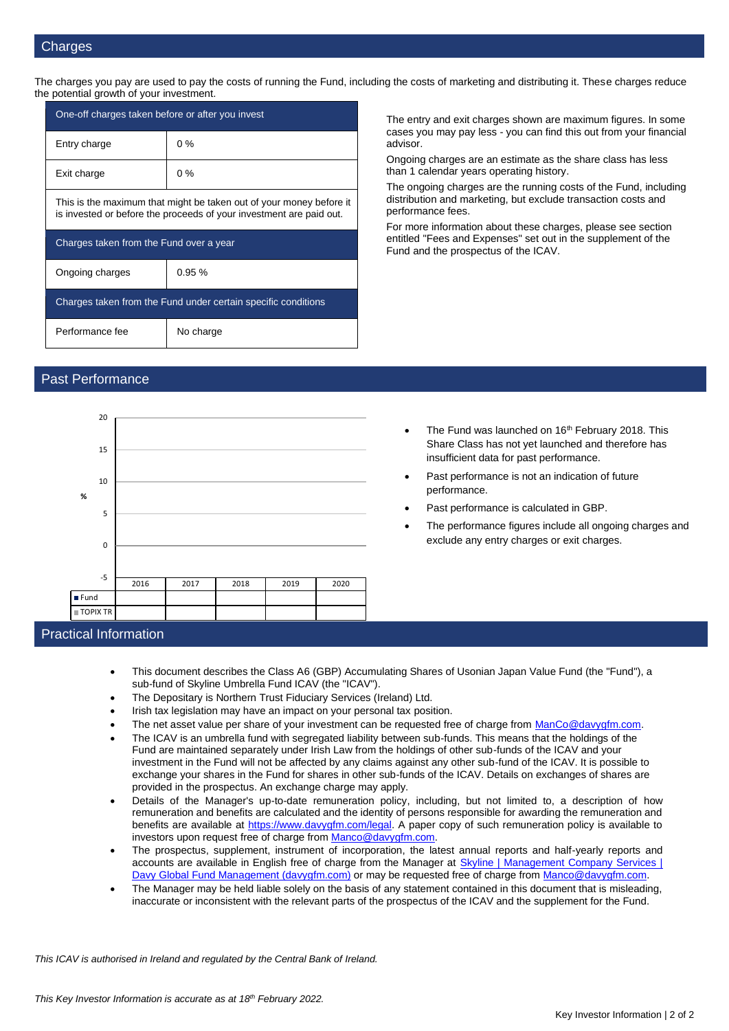## Charges

The charges you pay are used to pay the costs of running the Fund, including the costs of marketing and distributing it. These charges reduce the potential growth of your investment.

| One-off charges taken before or after you invest | |
|---|---|
| Entry charge | 0 % |
| Exit charge | 0 % |
| This is the maximum that might be taken out of your money before it is invested or before the proceeds of your investment are paid out. | |
| **Charges taken from the Fund over a year** | |
| Ongoing charges | 0.95 % |
| **Charges taken from the Fund under certain specific conditions** | |
| Performance fee | No charge |

The entry and exit charges shown are maximum figures. In some cases you may pay less - you can find this out from your financial advisor.

Ongoing charges are an estimate as the share class has less than 1 calendar years operating history.

The ongoing charges are the running costs of the Fund, including distribution and marketing, but exclude transaction costs and performance fees.

For more information about these charges, please see section entitled "Fees and Expenses" set out in the supplement of the Fund and the prospectus of the ICAV.

## Past Performance

20
15
10
%
5
0
-5
2016 2017 2018 2019 2020
Fund
TOPIX TR

- The Fund was launched on 16th February 2018. This Share Class has not yet launched and therefore has insufficient data for past performance.
- Past performance is not an indication of future performance.
- Past performance is calculated in GBP.
- The performance figures include all ongoing charges and exclude any entry charges or exit charges.

## Practical Information

- This document describes the Class A6 (GBP) Accumulating Shares of Usonian Japan Value Fund (the "Fund"), a sub-fund of Skyline Umbrella Fund ICAV (the "ICAV").
- The Depositary is Northern Trust Fiduciary Services (Ireland) Ltd.
- Irish tax legislation may have an impact on your personal tax position.
- The net asset value per share of your investment can be requested free of charge from ManCo@davygfm.com.
- The ICAV is an umbrella fund with segregated liability between sub-funds. This means that the holdings of the Fund are maintained separately under Irish Law from the holdings of other sub-funds of the ICAV and your investment in the Fund will not be affected by any claims against any other sub-fund of the ICAV. It is possible to exchange your shares in the Fund for shares in other sub-funds of the ICAV. Details on exchanges of shares are provided in the prospectus. An exchange charge may apply.
- Details of the Manager's up-to-date remuneration policy, including, but not limited to, a description of how remuneration and benefits are calculated and the identity of persons responsible for awarding the remuneration and benefits are available at https://www.davygfm.com/legal. A paper copy of such remuneration policy is available to investors upon request free of charge from Manco@davygfm.com.
- The prospectus, supplement, instrument of incorporation, the latest annual reports and half-yearly reports and accounts are available in English free of charge from the Manager at Skyline | Management Company Services | Davy Global Fund Management (davygfm.com) or may be requested free of charge from Manco@davygfm.com.
- The Manager may be held liable solely on the basis of any statement contained in this document that is misleading, inaccurate or inconsistent with the relevant parts of the prospectus of the ICAV and the supplement for the Fund.

*This ICAV is authorised in Ireland and regulated by the Central Bank of Ireland.*

*This Key Investor Information is accurate as at 18th February 2022.*